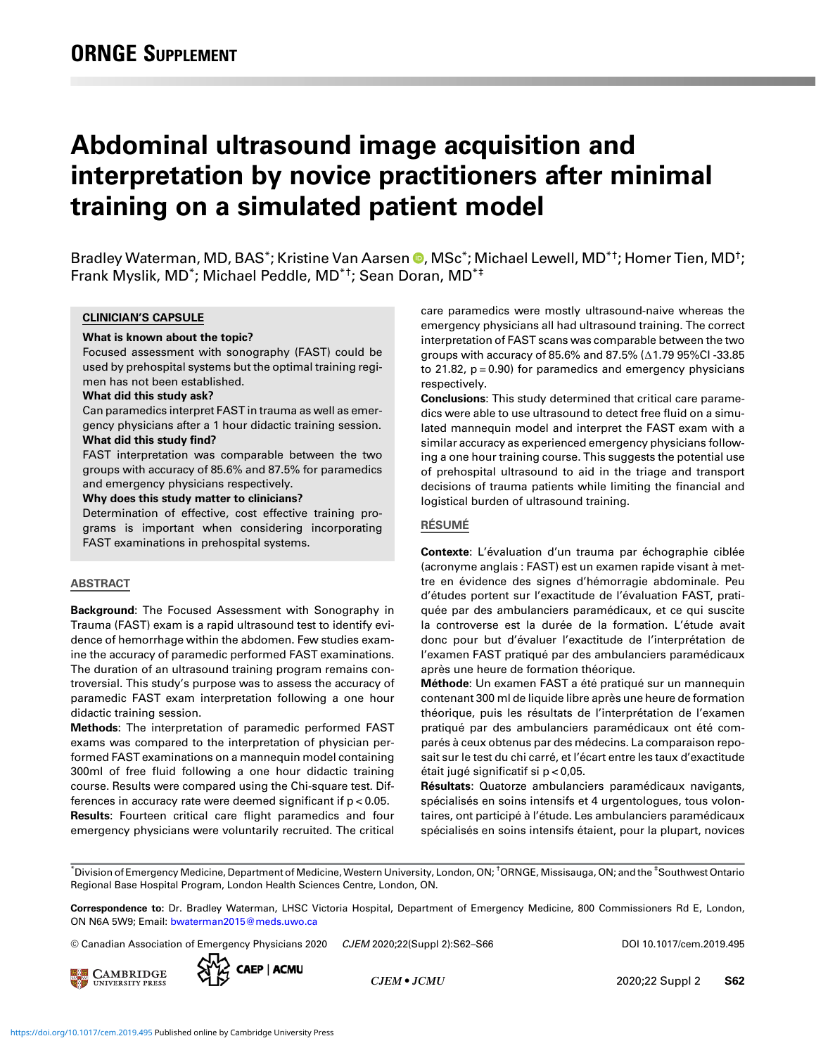ORNGE Supplement

# Abdominal ultrasound image acquisition and interpretation by novice practitioners after minimal training on a simulated patient model

Bradley Waterman, MD, BAS*; Kristine Van Aarsen, MSc*; Michael Lewell, MD*†; Homer Tien, MD†; Frank Myslik, MD*; Michael Peddle, MD*†; Sean Doran, MD*‡

## CLINICIAN'S CAPSULE

**What is known about the topic?**
Focused assessment with sonography (FAST) could be used by prehospital systems but the optimal training regimen has not been established.

**What did this study ask?**
Can paramedics interpret FAST in trauma as well as emergency physicians after a 1 hour didactic training session.

**What did this study find?**
FAST interpretation was comparable between the two groups with accuracy of 85.6% and 87.5% for paramedics and emergency physicians respectively.

**Why does this study matter to clinicians?**
Determination of effective, cost effective training programs is important when considering incorporating FAST examinations in prehospital systems.

## ABSTRACT

**Background**: The Focused Assessment with Sonography in Trauma (FAST) exam is a rapid ultrasound test to identify evidence of hemorrhage within the abdomen. Few studies examine the accuracy of paramedic performed FAST examinations. The duration of an ultrasound training program remains controversial. This study's purpose was to assess the accuracy of paramedic FAST exam interpretation following a one hour didactic training session.

**Methods**: The interpretation of paramedic performed FAST exams was compared to the interpretation of physician performed FAST examinations on a mannequin model containing 300ml of free fluid following a one hour didactic training course. Results were compared using the Chi-square test. Differences in accuracy rate were deemed significant if $p < 0.05$.

**Results**: Fourteen critical care flight paramedics and four emergency physicians were voluntarily recruited. The critical care paramedics were mostly ultrasound-naive whereas the emergency physicians all had ultrasound training. The correct interpretation of FAST scans was comparable between the two groups with accuracy of 85.6% and 87.5% (Δ1.79 95%CI -33.85 to 21.82, $p = 0.90$) for paramedics and emergency physicians respectively.

**Conclusions**: This study determined that critical care paramedics were able to use ultrasound to detect free fluid on a simulated mannequin model and interpret the FAST exam with a similar accuracy as experienced emergency physicians following a one hour training course. This suggests the potential use of prehospital ultrasound to aid in the triage and transport decisions of trauma patients while limiting the financial and logistical burden of ultrasound training.

## RÉSUMÉ

**Contexte**: L'évaluation d'un trauma par échographie ciblée (acronyme anglais : FAST) est un examen rapide visant à mettre en évidence des signes d'hémorragie abdominale. Peu d'études portent sur l'exactitude de l'évaluation FAST, pratiquée par des ambulanciers paramédicaux, et ce qui suscite la controverse est la durée de la formation. L'étude avait donc pour but d'évaluer l'exactitude de l'interprétation de l'examen FAST pratiqué par des ambulanciers paramédicaux après une heure de formation théorique.

**Méthode**: Un examen FAST a été pratiqué sur un mannequin contenant 300 ml de liquide libre après une heure de formation théorique, puis les résultats de l'interprétation de l'examen pratiqué par des ambulanciers paramédicaux ont été comparés à ceux obtenus par des médecins. La comparaison reposait sur le test du chi carré, et l'écart entre les taux d'exactitude était jugé significatif si $p < 0,05$.

**Résultats**: Quatorze ambulanciers paramédicaux navigants, spécialisés en soins intensifs et 4 urgentologues, tous volontaires, ont participé à l'étude. Les ambulanciers paramédicaux spécialisés en soins intensifs étaient, pour la plupart, novices

*Division of Emergency Medicine, Department of Medicine, Western University, London, ON; †ORNGE, Missisauga, ON; and the ‡Southwest Ontario Regional Base Hospital Program, London Health Sciences Centre, London, ON.

**Correspondence to**: Dr. Bradley Waterman, LHSC Victoria Hospital, Department of Emergency Medicine, 800 Commissioners Rd E, London, ON N6A 5W9; Email: bwaterman2015@meds.uwo.ca

© Canadian Association of Emergency Physicians 2020 CJEM 2020;22(Suppl 2):S62–S66 DOI 10.1017/cem.2019.495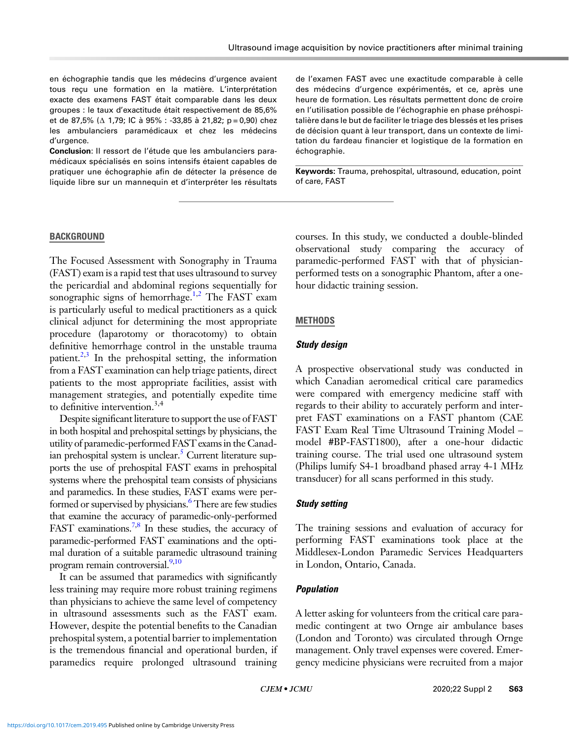en échographie tandis que les médecins d'urgence avaient tous reçu une formation en la matière. L'interprétation exacte des examens FAST était comparable dans les deux groupes : le taux d'exactitude était respectivement de 85,6% et de 87,5% (Δ 1,79; IC à 95% : -33,85 à 21,82; p = 0,90) chez les ambulanciers paramédicaux et chez les médecins d'urgence.

**Conclusion**: Il ressort de l'étude que les ambulanciers paramédicaux spécialisés en soins intensifs étaient capables de pratiquer une échographie afin de détecter la présence de liquide libre sur un mannequin et d'interpréter les résultats de l'examen FAST avec une exactitude comparable à celle des médecins d'urgence expérimentés, et ce, après une heure de formation. Les résultats permettent donc de croire en l'utilisation possible de l'échographie en phase préhospitalière dans le but de faciliter le triage des blessés et les prises de décision quant à leur transport, dans un contexte de limitation du fardeau financier et logistique de la formation en échographie.

**Keywords:** Trauma, prehospital, ultrasound, education, point of care, FAST

## BACKGROUND

The Focused Assessment with Sonography in Trauma (FAST) exam is a rapid test that uses ultrasound to survey the pericardial and abdominal regions sequentially for sonographic signs of hemorrhage.[1,2] The FAST exam is particularly useful to medical practitioners as a quick clinical adjunct for determining the most appropriate procedure (laparotomy or thoracotomy) to obtain definitive hemorrhage control in the unstable trauma patient.[2,3] In the prehospital setting, the information from a FAST examination can help triage patients, direct patients to the most appropriate facilities, assist with management strategies, and potentially expedite time to definitive intervention.[3,4]

Despite significant literature to support the use of FAST in both hospital and prehospital settings by physicians, the utility of paramedic-performed FAST exams in the Canadian prehospital system is unclear.[5] Current literature supports the use of prehospital FAST exams in prehospital systems where the prehospital team consists of physicians and paramedics. In these studies, FAST exams were performed or supervised by physicians.[6] There are few studies that examine the accuracy of paramedic-only-performed FAST examinations.[7,8] In these studies, the accuracy of paramedic-performed FAST examinations and the optimal duration of a suitable paramedic ultrasound training program remain controversial.[9,10]

It can be assumed that paramedics with significantly less training may require more robust training regimens than physicians to achieve the same level of competency in ultrasound assessments such as the FAST exam. However, despite the potential benefits to the Canadian prehospital system, a potential barrier to implementation is the tremendous financial and operational burden, if paramedics require prolonged ultrasound training courses. In this study, we conducted a double-blinded observational study comparing the accuracy of paramedic-performed FAST with that of physician-performed tests on a sonographic Phantom, after a one-hour didactic training session.

## METHODS

### Study design

A prospective observational study was conducted in which Canadian aeromedical critical care paramedics were compared with emergency medicine staff with regards to their ability to accurately perform and interpret FAST examinations on a FAST phantom (CAE FAST Exam Real Time Ultrasound Training Model – model #BP-FAST1800), after a one-hour didactic training course. The trial used one ultrasound system (Philips lumify S4-1 broadband phased array 4-1 MHz transducer) for all scans performed in this study.

### Study setting

The training sessions and evaluation of accuracy for performing FAST examinations took place at the Middlesex-London Paramedic Services Headquarters in London, Ontario, Canada.

### Population

A letter asking for volunteers from the critical care paramedic contingent at two Ornge air ambulance bases (London and Toronto) was circulated through Ornge management. Only travel expenses were covered. Emergency medicine physicians were recruited from a major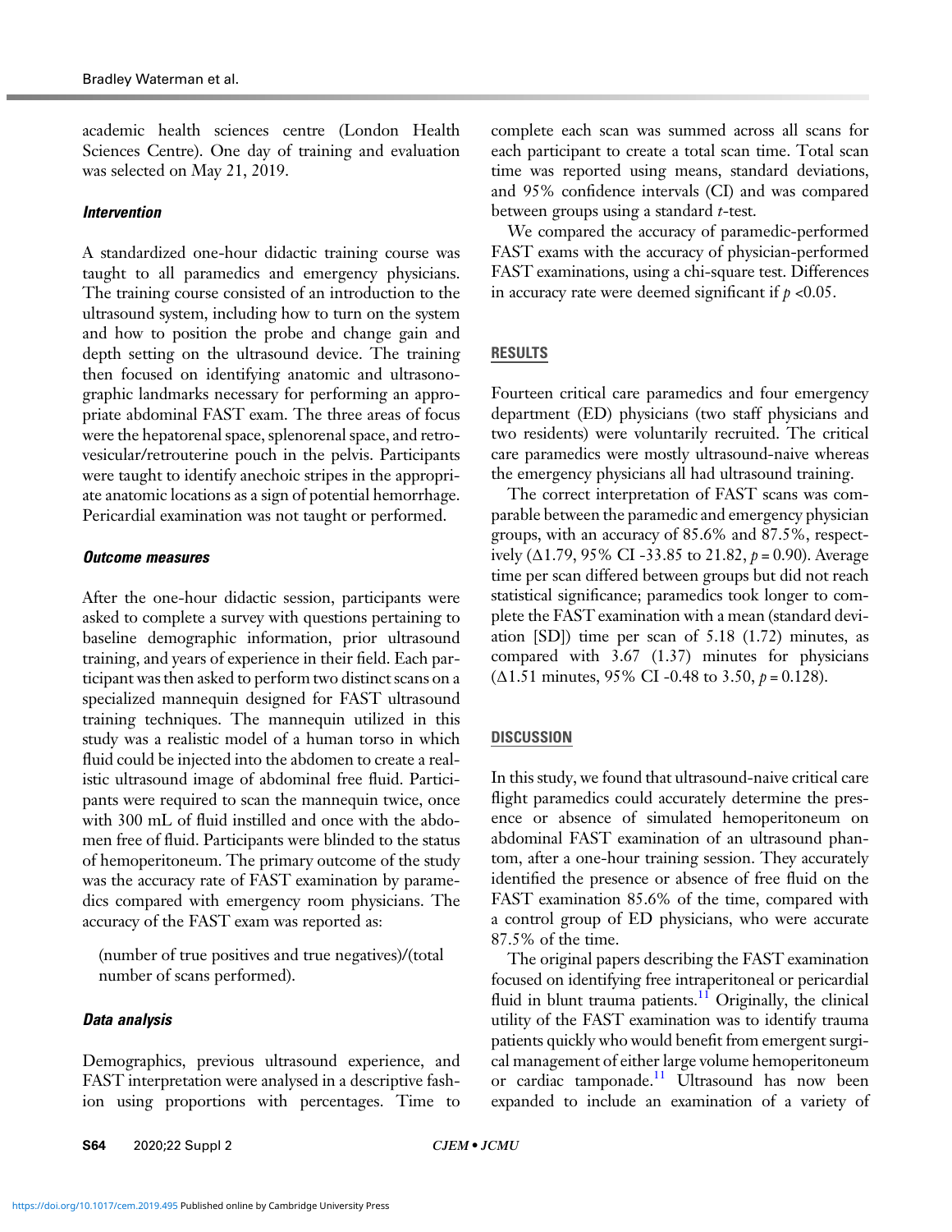academic health sciences centre (London Health Sciences Centre). One day of training and evaluation was selected on May 21, 2019.

### *Intervention*

A standardized one-hour didactic training course was taught to all paramedics and emergency physicians. The training course consisted of an introduction to the ultrasound system, including how to turn on the system and how to position the probe and change gain and depth setting on the ultrasound device. The training then focused on identifying anatomic and ultrasonographic landmarks necessary for performing an appropriate abdominal FAST exam. The three areas of focus were the hepatorenal space, splenorenal space, and retrovesicular/retrouterine pouch in the pelvis. Participants were taught to identify anechoic stripes in the appropriate anatomic locations as a sign of potential hemorrhage. Pericardial examination was not taught or performed.

### *Outcome measures*

After the one-hour didactic session, participants were asked to complete a survey with questions pertaining to baseline demographic information, prior ultrasound training, and years of experience in their field. Each participant was then asked to perform two distinct scans on a specialized mannequin designed for FAST ultrasound training techniques. The mannequin utilized in this study was a realistic model of a human torso in which fluid could be injected into the abdomen to create a realistic ultrasound image of abdominal free fluid. Participants were required to scan the mannequin twice, once with 300 mL of fluid instilled and once with the abdomen free of fluid. Participants were blinded to the status of hemoperitoneum. The primary outcome of the study was the accuracy rate of FAST examination by paramedics compared with emergency room physicians. The accuracy of the FAST exam was reported as:

> (number of true positives and true negatives)/(total number of scans performed).

### *Data analysis*

Demographics, previous ultrasound experience, and FAST interpretation were analysed in a descriptive fashion using proportions with percentages. Time to complete each scan was summed across all scans for each participant to create a total scan time. Total scan time was reported using means, standard deviations, and 95% confidence intervals (CI) and was compared between groups using a standard *t*-test.

We compared the accuracy of paramedic-performed FAST exams with the accuracy of physician-performed FAST examinations, using a chi-square test. Differences in accuracy rate were deemed significant if $p < 0.05$.

## RESULTS

Fourteen critical care paramedics and four emergency department (ED) physicians (two staff physicians and two residents) were voluntarily recruited. The critical care paramedics were mostly ultrasound-naive whereas the emergency physicians all had ultrasound training.

The correct interpretation of FAST scans was comparable between the paramedic and emergency physician groups, with an accuracy of 85.6% and 87.5%, respectively ($\Delta$1.79, 95% CI -33.85 to 21.82, $p = 0.90$). Average time per scan differed between groups but did not reach statistical significance; paramedics took longer to complete the FAST examination with a mean (standard deviation [SD]) time per scan of 5.18 (1.72) minutes, as compared with 3.67 (1.37) minutes for physicians ($\Delta$1.51 minutes, 95% CI -0.48 to 3.50, $p = 0.128$).

## DISCUSSION

In this study, we found that ultrasound-naive critical care flight paramedics could accurately determine the presence or absence of simulated hemoperitoneum on abdominal FAST examination of an ultrasound phantom, after a one-hour training session. They accurately identified the presence or absence of free fluid on the FAST examination 85.6% of the time, compared with a control group of ED physicians, who were accurate 87.5% of the time.

The original papers describing the FAST examination focused on identifying free intraperitoneal or pericardial fluid in blunt trauma patients.[11] Originally, the clinical utility of the FAST examination was to identify trauma patients quickly who would benefit from emergent surgical management of either large volume hemoperitoneum or cardiac tamponade.[11] Ultrasound has now been expanded to include an examination of a variety of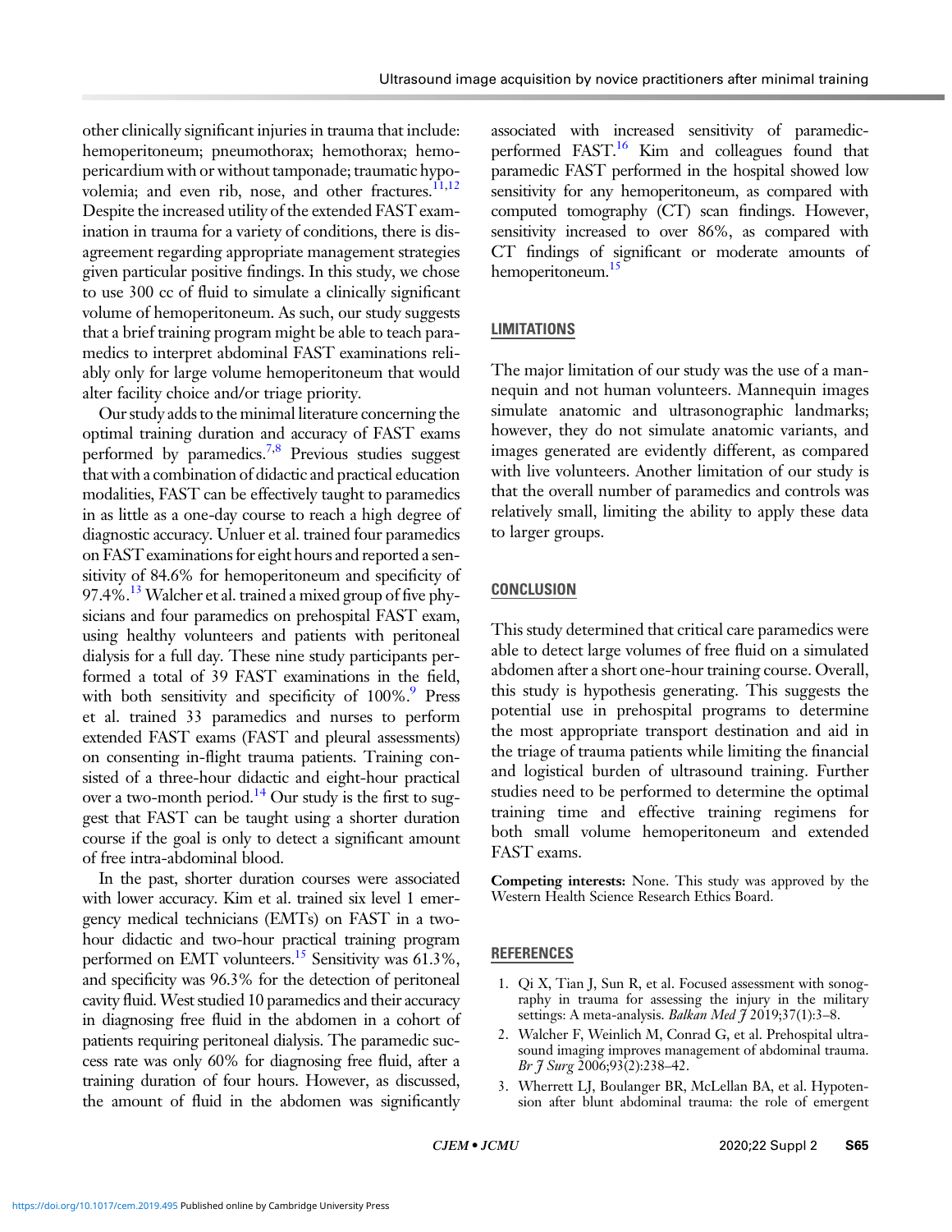other clinically significant injuries in trauma that include: hemoperitoneum; pneumothorax; hemothorax; hemopericardium with or without tamponade; traumatic hypovolemia; and even rib, nose, and other fractures.[11,12] Despite the increased utility of the extended FAST examination in trauma for a variety of conditions, there is disagreement regarding appropriate management strategies given particular positive findings. In this study, we chose to use 300 cc of fluid to simulate a clinically significant volume of hemoperitoneum. As such, our study suggests that a brief training program might be able to teach paramedics to interpret abdominal FAST examinations reliably only for large volume hemoperitoneum that would alter facility choice and/or triage priority.

Our study adds to the minimal literature concerning the optimal training duration and accuracy of FAST exams performed by paramedics.[7,8] Previous studies suggest that with a combination of didactic and practical education modalities, FAST can be effectively taught to paramedics in as little as a one-day course to reach a high degree of diagnostic accuracy. Unluer et al. trained four paramedics on FAST examinations for eight hours and reported a sensitivity of 84.6% for hemoperitoneum and specificity of 97.4%.[13] Walcher et al. trained a mixed group of five physicians and four paramedics on prehospital FAST exam, using healthy volunteers and patients with peritoneal dialysis for a full day. These nine study participants performed a total of 39 FAST examinations in the field, with both sensitivity and specificity of 100%.[9] Press et al. trained 33 paramedics and nurses to perform extended FAST exams (FAST and pleural assessments) on consenting in-flight trauma patients. Training consisted of a three-hour didactic and eight-hour practical over a two-month period.[14] Our study is the first to suggest that FAST can be taught using a shorter duration course if the goal is only to detect a significant amount of free intra-abdominal blood.

In the past, shorter duration courses were associated with lower accuracy. Kim et al. trained six level 1 emergency medical technicians (EMTs) on FAST in a two-hour didactic and two-hour practical training program performed on EMT volunteers.[15] Sensitivity was 61.3%, and specificity was 96.3% for the detection of peritoneal cavity fluid. West studied 10 paramedics and their accuracy in diagnosing free fluid in the abdomen in a cohort of patients requiring peritoneal dialysis. The paramedic success rate was only 60% for diagnosing free fluid, after a training duration of four hours. However, as discussed, the amount of fluid in the abdomen was significantly associated with increased sensitivity of paramedic-performed FAST.[16] Kim and colleagues found that paramedic FAST performed in the hospital showed low sensitivity for any hemoperitoneum, as compared with computed tomography (CT) scan findings. However, sensitivity increased to over 86%, as compared with CT findings of significant or moderate amounts of hemoperitoneum.[15]

## LIMITATIONS

The major limitation of our study was the use of a mannequin and not human volunteers. Mannequin images simulate anatomic and ultrasonographic landmarks; however, they do not simulate anatomic variants, and images generated are evidently different, as compared with live volunteers. Another limitation of our study is that the overall number of paramedics and controls was relatively small, limiting the ability to apply these data to larger groups.

## CONCLUSION

This study determined that critical care paramedics were able to detect large volumes of free fluid on a simulated abdomen after a short one-hour training course. Overall, this study is hypothesis generating. This suggests the potential use in prehospital programs to determine the most appropriate transport destination and aid in the triage of trauma patients while limiting the financial and logistical burden of ultrasound training. Further studies need to be performed to determine the optimal training time and effective training regimens for both small volume hemoperitoneum and extended FAST exams.

**Competing interests:** None. This study was approved by the Western Health Science Research Ethics Board.

## REFERENCES

1. Qi X, Tian J, Sun R, et al. Focused assessment with sonography in trauma for assessing the injury in the military settings: A meta-analysis. *Balkan Med J* 2019;37(1):3–8.
2. Walcher F, Weinlich M, Conrad G, et al. Prehospital ultrasound imaging improves management of abdominal trauma. *Br J Surg* 2006;93(2):238–42.
3. Wherrett LJ, Boulanger BR, McLellan BA, et al. Hypotension after blunt abdominal trauma: the role of emergent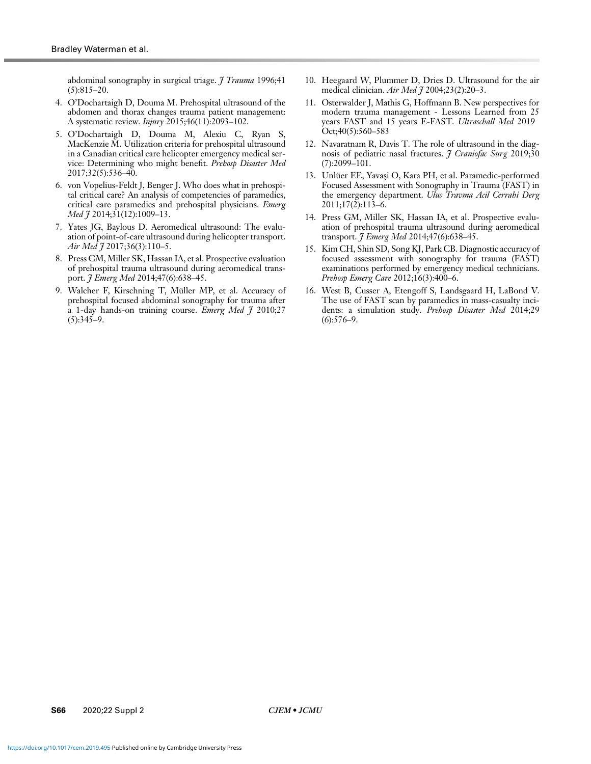abdominal sonography in surgical triage. *J Trauma* 1996;41 (5):815–20.

4. O'Dochartaigh D, Douma M. Prehospital ultrasound of the abdomen and thorax changes trauma patient management: A systematic review. *Injury* 2015;46(11):2093–102.
5. O'Dochartaigh D, Douma M, Alexiu C, Ryan S, MacKenzie M. Utilization criteria for prehospital ultrasound in a Canadian critical care helicopter emergency medical service: Determining who might benefit. *Prehosp Disaster Med* 2017;32(5):536–40.
6. von Vopelius-Feldt J, Benger J. Who does what in prehospital critical care? An analysis of competencies of paramedics, critical care paramedics and prehospital physicians. *Emerg Med J* 2014;31(12):1009–13.
7. Yates JG, Baylous D. Aeromedical ultrasound: The evaluation of point-of-care ultrasound during helicopter transport. *Air Med J* 2017;36(3):110–5.
8. Press GM, Miller SK, Hassan IA, et al. Prospective evaluation of prehospital trauma ultrasound during aeromedical transport. *J Emerg Med* 2014;47(6):638–45.
9. Walcher F, Kirschning T, Müller MP, et al. Accuracy of prehospital focused abdominal sonography for trauma after a 1-day hands-on training course. *Emerg Med J* 2010;27 (5):345–9.
10. Heegaard W, Plummer D, Dries D. Ultrasound for the air medical clinician. *Air Med J* 2004;23(2):20–3.
11. Osterwalder J, Mathis G, Hoffmann B. New perspectives for modern trauma management - Lessons Learned from 25 years FAST and 15 years E-FAST. *Ultraschall Med* 2019 Oct;40(5):560–583
12. Navaratnam R, Davis T. The role of ultrasound in the diagnosis of pediatric nasal fractures. *J Craniofac Surg* 2019;30 (7):2099–101.
13. Unlüer EE, Yavaşi O, Kara PH, et al. Paramedic-performed Focused Assessment with Sonography in Trauma (FAST) in the emergency department. *Ulus Travma Acil Cerrahi Derg* 2011;17(2):113–6.
14. Press GM, Miller SK, Hassan IA, et al. Prospective evaluation of prehospital trauma ultrasound during aeromedical transport. *J Emerg Med* 2014;47(6):638–45.
15. Kim CH, Shin SD, Song KJ, Park CB. Diagnostic accuracy of focused assessment with sonography for trauma (FAST) examinations performed by emergency medical technicians. *Prehosp Emerg Care* 2012;16(3):400–6.
16. West B, Cusser A, Etengoff S, Landsgaard H, LaBond V. The use of FAST scan by paramedics in mass-casualty incidents: a simulation study. *Prehosp Disaster Med* 2014;29 (6):576–9.